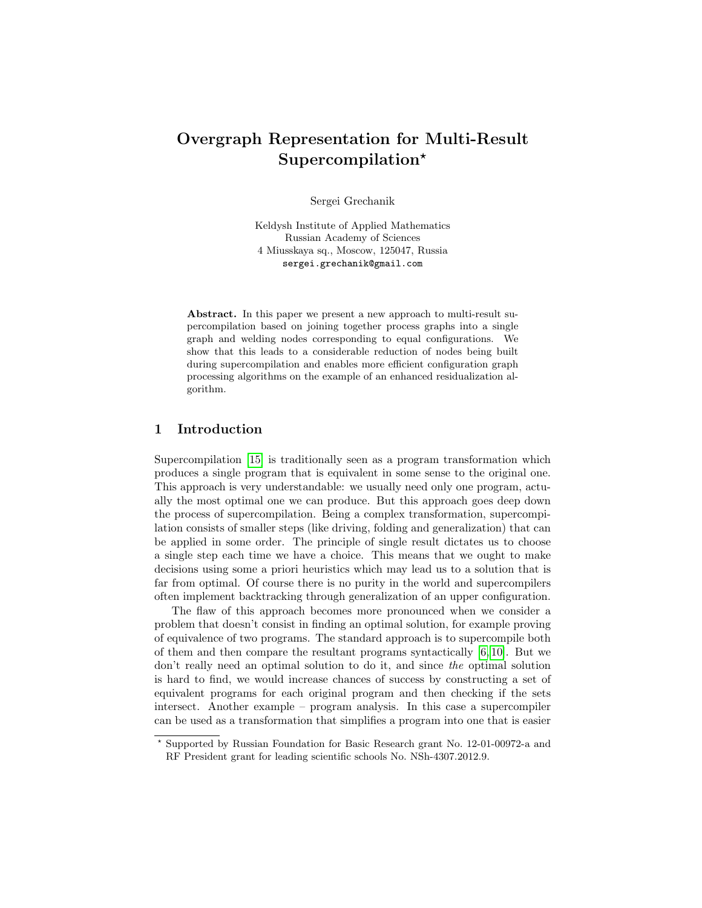# Overgraph Representation for Multi-Result Supercompilation*

Sergei Grechanik

Keldysh Institute of Applied Mathematics
Russian Academy of Sciences
4 Miusskaya sq., Moscow, 125047, Russia
sergei.grechanik@gmail.com

**Abstract.** In this paper we present a new approach to multi-result supercompilation based on joining together process graphs into a single graph and welding nodes corresponding to equal configurations. We show that this leads to a considerable reduction of nodes being built during supercompilation and enables more efficient configuration graph processing algorithms on the example of an enhanced residualization algorithm.

## 1 Introduction

Supercompilation [15] is traditionally seen as a program transformation which produces a single program that is equivalent in some sense to the original one. This approach is very understandable: we usually need only one program, actually the most optimal one we can produce. But this approach goes deep down the process of supercompilation. Being a complex transformation, supercompilation consists of smaller steps (like driving, folding and generalization) that can be applied in some order. The principle of single result dictates us to choose a single step each time we have a choice. This means that we ought to make decisions using some a priori heuristics which may lead us to a solution that is far from optimal. Of course there is no purity in the world and supercompilers often implement backtracking through generalization of an upper configuration.

The flaw of this approach becomes more pronounced when we consider a problem that doesn't consist in finding an optimal solution, for example proving of equivalence of two programs. The standard approach is to supercompile both of them and then compare the resultant programs syntactically [6, 10]. But we don't really need an optimal solution to do it, and since *the* optimal solution is hard to find, we would increase chances of success by constructing a set of equivalent programs for each original program and then checking if the sets intersect. Another example – program analysis. In this case a supercompiler can be used as a transformation that simplifies a program into one that is easier

---

* Supported by Russian Foundation for Basic Research grant No. 12-01-00972-a and RF President grant for leading scientific schools No. NSh-4307.2012.9.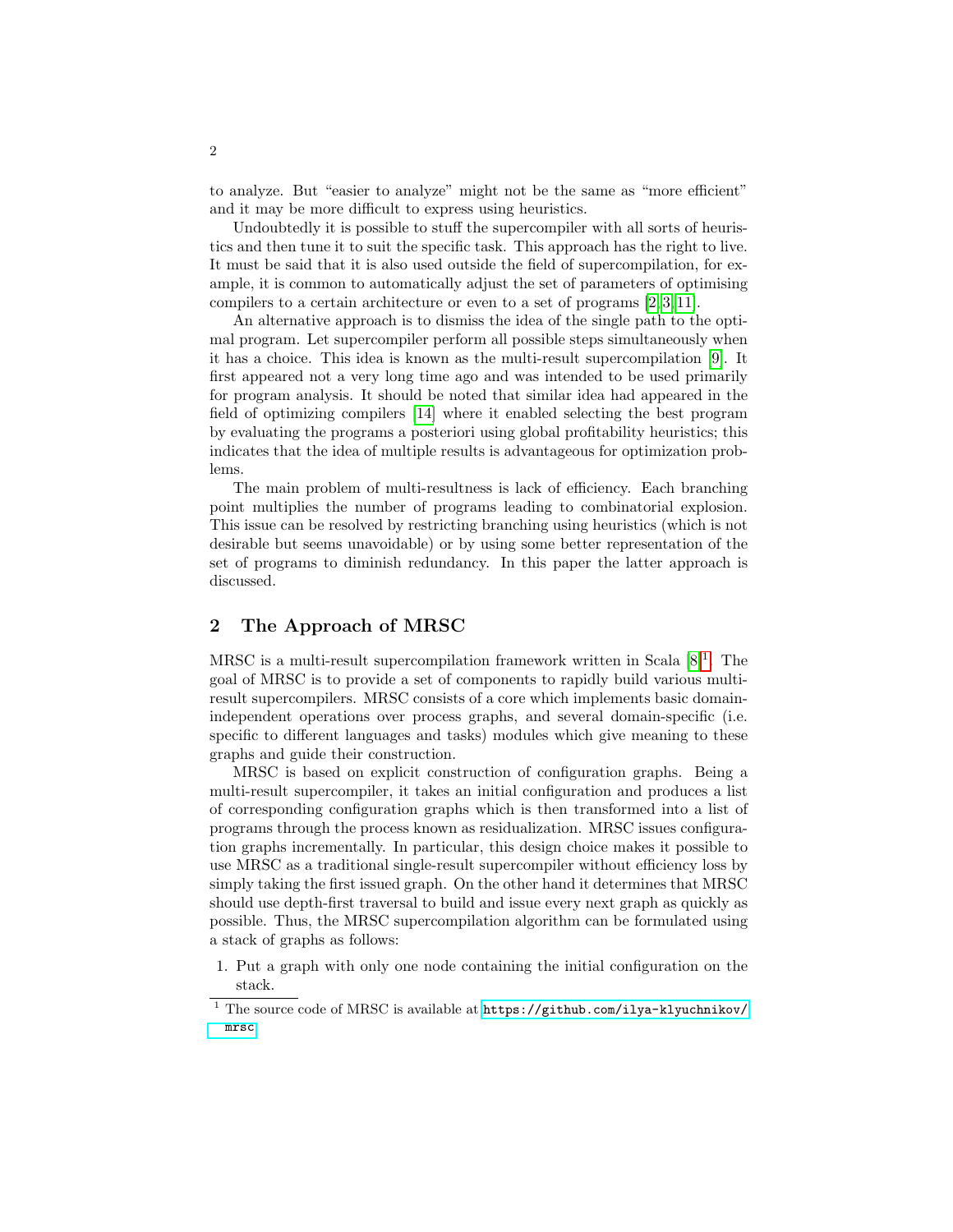to analyze. But "easier to analyze" might not be the same as "more efficient" and it may be more difficult to express using heuristics.

Undoubtedly it is possible to stuff the supercompiler with all sorts of heuristics and then tune it to suit the specific task. This approach has the right to live. It must be said that it is also used outside the field of supercompilation, for example, it is common to automatically adjust the set of parameters of optimising compilers to a certain architecture or even to a set of programs [2, 3, 11].

An alternative approach is to dismiss the idea of the single path to the optimal program. Let supercompiler perform all possible steps simultaneously when it has a choice. This idea is known as the multi-result supercompilation [9]. It first appeared not a very long time ago and was intended to be used primarily for program analysis. It should be noted that similar idea had appeared in the field of optimizing compilers [14] where it enabled selecting the best program by evaluating the programs a posteriori using global profitability heuristics; this indicates that the idea of multiple results is advantageous for optimization problems.

The main problem of multi-resultness is lack of efficiency. Each branching point multiplies the number of programs leading to combinatorial explosion. This issue can be resolved by restricting branching using heuristics (which is not desirable but seems unavoidable) or by using some better representation of the set of programs to diminish redundancy. In this paper the latter approach is discussed.

## 2 The Approach of MRSC

MRSC is a multi-result supercompilation framework written in Scala [8][1]. The goal of MRSC is to provide a set of components to rapidly build various multi-result supercompilers. MRSC consists of a core which implements basic domain-independent operations over process graphs, and several domain-specific (i.e. specific to different languages and tasks) modules which give meaning to these graphs and guide their construction.

MRSC is based on explicit construction of configuration graphs. Being a multi-result supercompiler, it takes an initial configuration and produces a list of corresponding configuration graphs which is then transformed into a list of programs through the process known as residualization. MRSC issues configuration graphs incrementally. In particular, this design choice makes it possible to use MRSC as a traditional single-result supercompiler without efficiency loss by simply taking the first issued graph. On the other hand it determines that MRSC should use depth-first traversal to build and issue every next graph as quickly as possible. Thus, the MRSC supercompilation algorithm can be formulated using a stack of graphs as follows:

1. Put a graph with only one node containing the initial configuration on the stack.

[1] The source code of MRSC is available at https://github.com/ilya-klyuchnikov/mrsc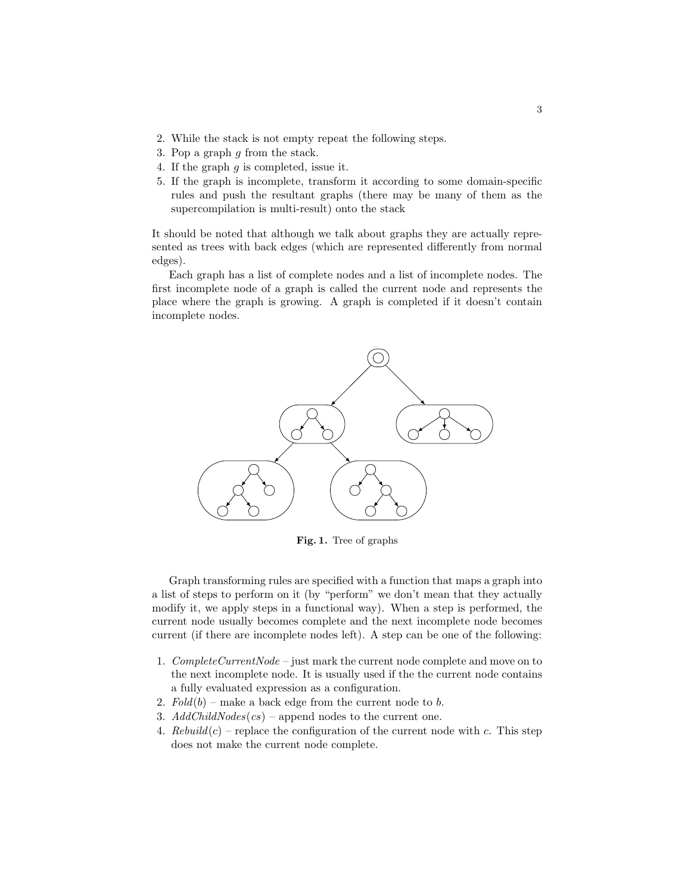2. While the stack is not empty repeat the following steps.
3. Pop a graph $g$ from the stack.
4. If the graph $g$ is completed, issue it.
5. If the graph is incomplete, transform it according to some domain-specific rules and push the resultant graphs (there may be many of them as the supercompilation is multi-result) onto the stack

It should be noted that although we talk about graphs they are actually represented as trees with back edges (which are represented differently from normal edges).

Each graph has a list of complete nodes and a list of incomplete nodes. The first incomplete node of a graph is called the current node and represents the place where the graph is growing. A graph is completed if it doesn't contain incomplete nodes.

**Fig. 1.** Tree of graphs

Graph transforming rules are specified with a function that maps a graph into a list of steps to perform on it (by "perform" we don't mean that they actually modify it, we apply steps in a functional way). When a step is performed, the current node usually becomes complete and the next incomplete node becomes current (if there are incomplete nodes left). A step can be one of the following:

1. *CompleteCurrentNode* – just mark the current node complete and move on to the next incomplete node. It is usually used if the the current node contains a fully evaluated expression as a configuration.
2. *Fold*($b$) – make a back edge from the current node to $b$.
3. *AddChildNodes*($cs$) – append nodes to the current one.
4. *Rebuild*($c$) – replace the configuration of the current node with $c$. This step does not make the current node complete.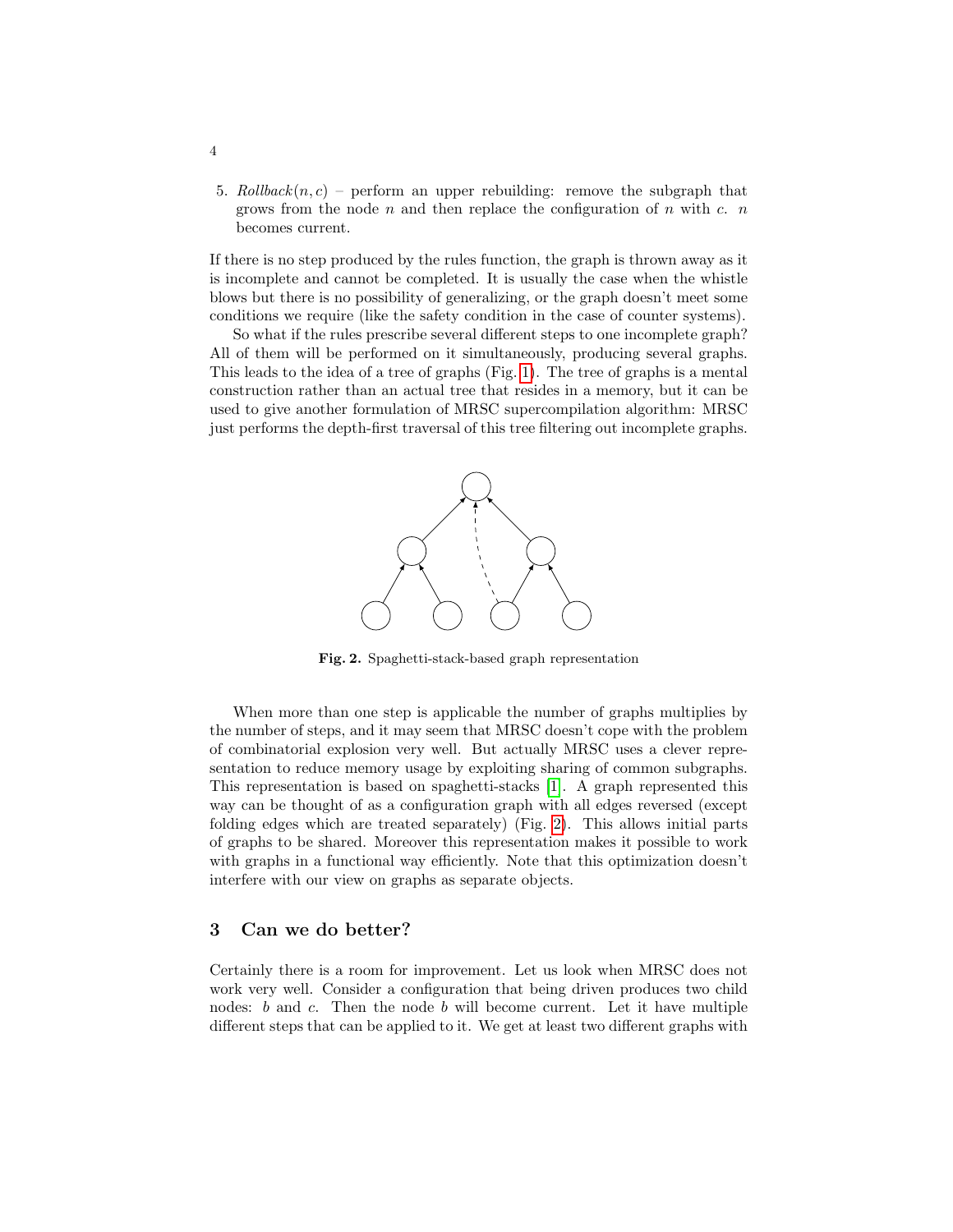5. *Rollback*$(n, c)$ – perform an upper rebuilding: remove the subgraph that grows from the node $n$ and then replace the configuration of $n$ with $c$. $n$ becomes current.

If there is no step produced by the rules function, the graph is thrown away as it is incomplete and cannot be completed. It is usually the case when the whistle blows but there is no possibility of generalizing, or the graph doesn't meet some conditions we require (like the safety condition in the case of counter systems).

So what if the rules prescribe several different steps to one incomplete graph? All of them will be performed on it simultaneously, producing several graphs. This leads to the idea of a tree of graphs (Fig. 1). The tree of graphs is a mental construction rather than an actual tree that resides in a memory, but it can be used to give another formulation of MRSC supercompilation algorithm: MRSC just performs the depth-first traversal of this tree filtering out incomplete graphs.

**Fig. 2.** Spaghetti-stack-based graph representation

When more than one step is applicable the number of graphs multiplies by the number of steps, and it may seem that MRSC doesn't cope with the problem of combinatorial explosion very well. But actually MRSC uses a clever representation to reduce memory usage by exploiting sharing of common subgraphs. This representation is based on spaghetti-stacks [1]. A graph represented this way can be thought of as a configuration graph with all edges reversed (except folding edges which are treated separately) (Fig. 2). This allows initial parts of graphs to be shared. Moreover this representation makes it possible to work with graphs in a functional way efficiently. Note that this optimization doesn't interfere with our view on graphs as separate objects.

## 3 Can we do better?

Certainly there is a room for improvement. Let us look when MRSC does not work very well. Consider a configuration that being driven produces two child nodes: $b$ and $c$. Then the node $b$ will become current. Let it have multiple different steps that can be applied to it. We get at least two different graphs with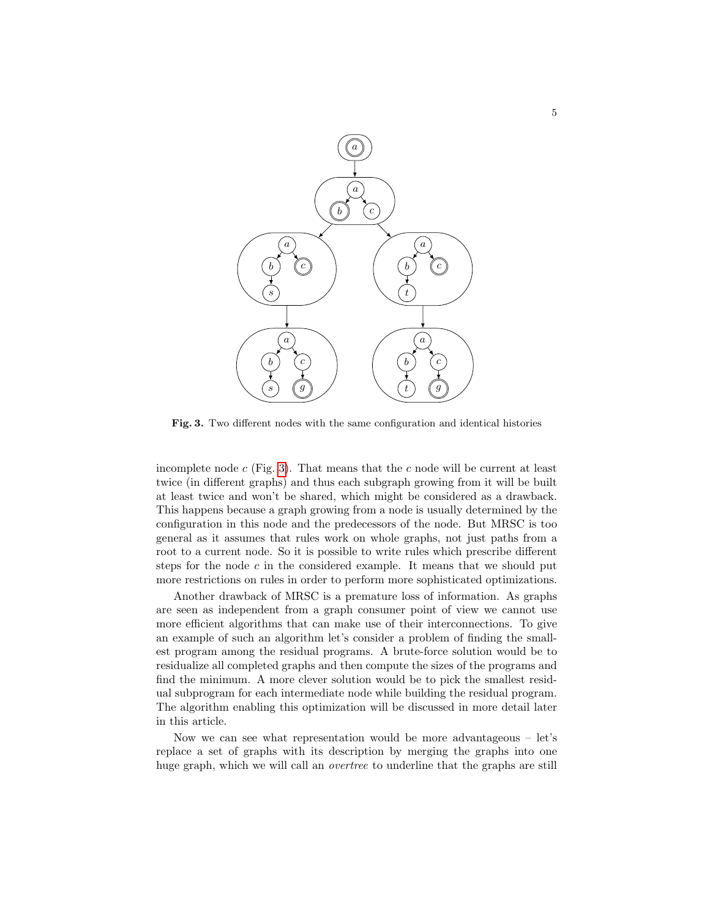**Fig. 3.** Two different nodes with the same configuration and identical histories

incomplete node $c$ (Fig. 3). That means that the $c$ node will be current at least twice (in different graphs) and thus each subgraph growing from it will be built at least twice and won't be shared, which might be considered as a drawback. This happens because a graph growing from a node is usually determined by the configuration in this node and the predecessors of the node. But MRSC is too general as it assumes that rules work on whole graphs, not just paths from a root to a current node. So it is possible to write rules which prescribe different steps for the node $c$ in the considered example. It means that we should put more restrictions on rules in order to perform more sophisticated optimizations.

Another drawback of MRSC is a premature loss of information. As graphs are seen as independent from a graph consumer point of view we cannot use more efficient algorithms that can make use of their interconnections. To give an example of such an algorithm let's consider a problem of finding the smallest program among the residual programs. A brute-force solution would be to residualize all completed graphs and then compute the sizes of the programs and find the minimum. A more clever solution would be to pick the smallest residual subprogram for each intermediate node while building the residual program. The algorithm enabling this optimization will be discussed in more detail later in this article.

Now we can see what representation would be more advantageous – let's replace a set of graphs with its description by merging the graphs into one huge graph, which we will call an *overtree* to underline that the graphs are still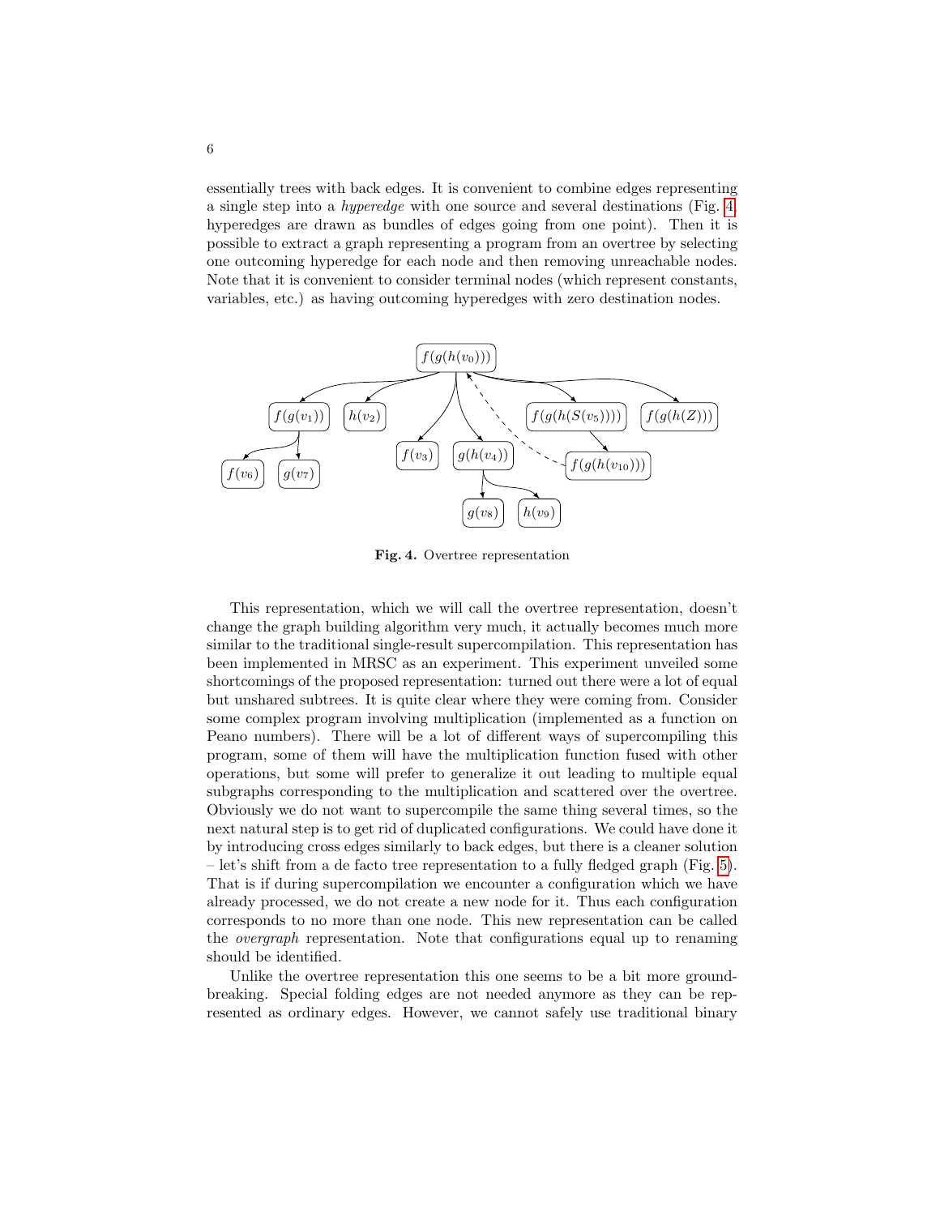essentially trees with back edges. It is convenient to combine edges representing a single step into a *hyperedge* with one source and several destinations (Fig. 4, hyperedges are drawn as bundles of edges going from one point). Then it is possible to extract a graph representing a program from an overtree by selecting one outcoming hyperedge for each node and then removing unreachable nodes. Note that it is convenient to consider terminal nodes (which represent constants, variables, etc.) as having outcoming hyperedges with zero destination nodes.

**Fig. 4.** Overtree representation

This representation, which we will call the overtree representation, doesn't change the graph building algorithm very much, it actually becomes much more similar to the traditional single-result supercompilation. This representation has been implemented in MRSC as an experiment. This experiment unveiled some shortcomings of the proposed representation: turned out there were a lot of equal but unshared subtrees. It is quite clear where they were coming from. Consider some complex program involving multiplication (implemented as a function on Peano numbers). There will be a lot of different ways of supercompiling this program, some of them will have the multiplication function fused with other operations, but some will prefer to generalize it out leading to multiple equal subgraphs corresponding to the multiplication and scattered over the overtree. Obviously we do not want to supercompile the same thing several times, so the next natural step is to get rid of duplicated configurations. We could have done it by introducing cross edges similarly to back edges, but there is a cleaner solution – let's shift from a de facto tree representation to a fully fledged graph (Fig. 5). That is if during supercompilation we encounter a configuration which we have already processed, we do not create a new node for it. Thus each configuration corresponds to no more than one node. This new representation can be called the *overgraph* representation. Note that configurations equal up to renaming should be identified.

Unlike the overtree representation this one seems to be a bit more groundbreaking. Special folding edges are not needed anymore as they can be represented as ordinary edges. However, we cannot safely use traditional binary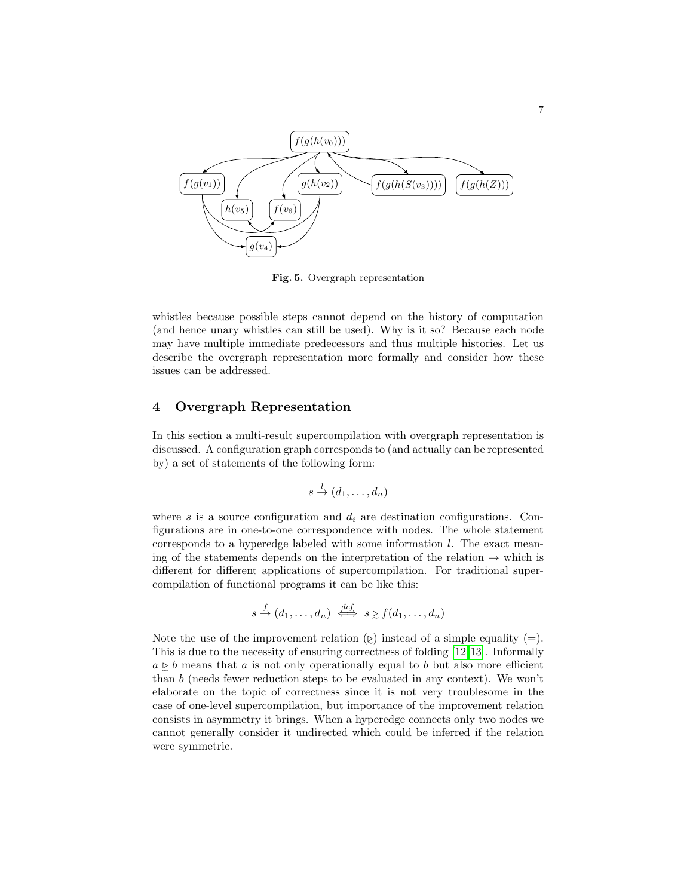Fig. 5. Overgraph representation

whistles because possible steps cannot depend on the history of computation (and hence unary whistles can still be used). Why is it so? Because each node may have multiple immediate predecessors and thus multiple histories. Let us describe the overgraph representation more formally and consider how these issues can be addressed.

## 4 Overgraph Representation

In this section a multi-result supercompilation with overgraph representation is discussed. A configuration graph corresponds to (and actually can be represented by) a set of statements of the following form:

$$s \xrightarrow{l} (d_1, \ldots, d_n)$$

where $s$ is a source configuration and $d_i$ are destination configurations. Configurations are in one-to-one correspondence with nodes. The whole statement corresponds to a hyperedge labeled with some information $l$. The exact meaning of the statements depends on the interpretation of the relation $\rightarrow$ which is different for different applications of supercompilation. For traditional supercompilation of functional programs it can be like this:

$$s \xrightarrow{f} (d_1, \ldots, d_n) \overset{def}{\iff} s \trianglerighteq f(d_1, \ldots, d_n)$$

Note the use of the improvement relation ($\trianglerighteq$) instead of a simple equality ($=$). This is due to the necessity of ensuring correctness of folding [12,13]. Informally $a \trianglerighteq b$ means that $a$ is not only operationally equal to $b$ but also more efficient than $b$ (needs fewer reduction steps to be evaluated in any context). We won't elaborate on the topic of correctness since it is not very troublesome in the case of one-level supercompilation, but importance of the improvement relation consists in asymmetry it brings. When a hyperedge connects only two nodes we cannot generally consider it undirected which could be inferred if the relation were symmetric.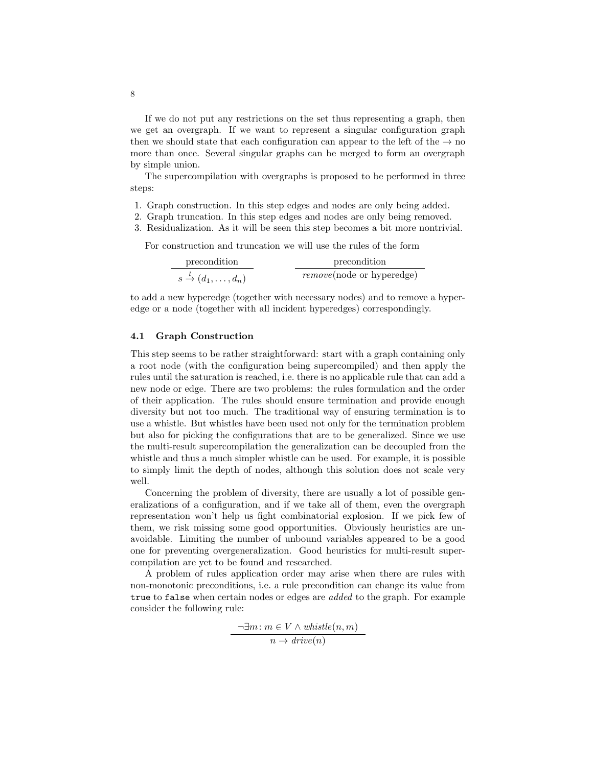If we do not put any restrictions on the set thus representing a graph, then we get an overgraph. If we want to represent a singular configuration graph then we should state that each configuration can appear to the left of the $\to$ no more than once. Several singular graphs can be merged to form an overgraph by simple union.

The supercompilation with overgraphs is proposed to be performed in three steps:

1. Graph construction. In this step edges and nodes are only being added.
2. Graph truncation. In this step edges and nodes are only being removed.
3. Residualization. As it will be seen this step becomes a bit more nontrivial.

For construction and truncation we will use the rules of the form

$$\frac{\text{precondition}}{s \xrightarrow{l} (d_1, \ldots, d_n)} \qquad\qquad \frac{\text{precondition}}{\textit{remove}(\text{node or hyperedge})}$$

to add a new hyperedge (together with necessary nodes) and to remove a hyperedge or a node (together with all incident hyperedges) correspondingly.

### 4.1 Graph Construction

This step seems to be rather straightforward: start with a graph containing only a root node (with the configuration being supercompiled) and then apply the rules until the saturation is reached, i.e. there is no applicable rule that can add a new node or edge. There are two problems: the rules formulation and the order of their application. The rules should ensure termination and provide enough diversity but not too much. The traditional way of ensuring termination is to use a whistle. But whistles have been used not only for the termination problem but also for picking the configurations that are to be generalized. Since we use the multi-result supercompilation the generalization can be decoupled from the whistle and thus a much simpler whistle can be used. For example, it is possible to simply limit the depth of nodes, although this solution does not scale very well.

Concerning the problem of diversity, there are usually a lot of possible generalizations of a configuration, and if we take all of them, even the overgraph representation won't help us fight combinatorial explosion. If we pick few of them, we risk missing some good opportunities. Obviously heuristics are unavoidable. Limiting the number of unbound variables appeared to be a good one for preventing overgeneralization. Good heuristics for multi-result supercompilation are yet to be found and researched.

A problem of rules application order may arise when there are rules with non-monotonic preconditions, i.e. a rule precondition can change its value from `true` to `false` when certain nodes or edges are *added* to the graph. For example consider the following rule:

$$\frac{\neg\exists m\colon m \in V \land \textit{whistle}(n, m)}{n \to \textit{drive}(n)}$$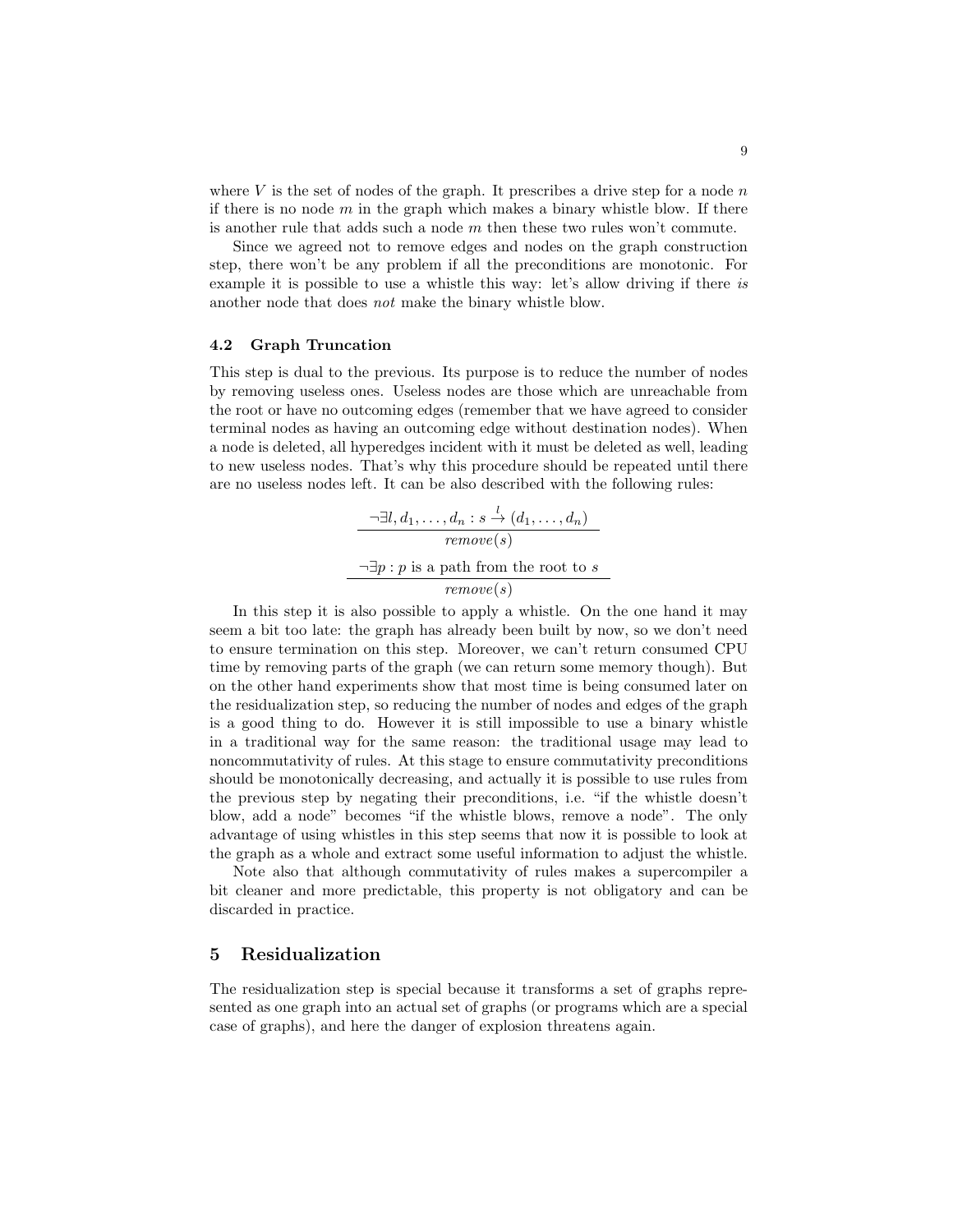where $V$ is the set of nodes of the graph. It prescribes a drive step for a node $n$ if there is no node $m$ in the graph which makes a binary whistle blow. If there is another rule that adds such a node $m$ then these two rules won't commute.

Since we agreed not to remove edges and nodes on the graph construction step, there won't be any problem if all the preconditions are monotonic. For example it is possible to use a whistle this way: let's allow driving if there *is* another node that does *not* make the binary whistle blow.

### 4.2 Graph Truncation

This step is dual to the previous. Its purpose is to reduce the number of nodes by removing useless ones. Useless nodes are those which are unreachable from the root or have no outcoming edges (remember that we have agreed to consider terminal nodes as having an outcoming edge without destination nodes). When a node is deleted, all hyperedges incident with it must be deleted as well, leading to new useless nodes. That's why this procedure should be repeated until there are no useless nodes left. It can be also described with the following rules:

$$\frac{\neg\exists l, d_1, \ldots, d_n : s \xrightarrow{l} (d_1, \ldots, d_n)}{\mathit{remove}(s)}$$

$$\frac{\neg\exists p : p \text{ is a path from the root to } s}{\mathit{remove}(s)}$$

In this step it is also possible to apply a whistle. On the one hand it may seem a bit too late: the graph has already been built by now, so we don't need to ensure termination on this step. Moreover, we can't return consumed CPU time by removing parts of the graph (we can return some memory though). But on the other hand experiments show that most time is being consumed later on the residualization step, so reducing the number of nodes and edges of the graph is a good thing to do. However it is still impossible to use a binary whistle in a traditional way for the same reason: the traditional usage may lead to noncommutativity of rules. At this stage to ensure commutativity preconditions should be monotonically decreasing, and actually it is possible to use rules from the previous step by negating their preconditions, i.e. "if the whistle doesn't blow, add a node" becomes "if the whistle blows, remove a node". The only advantage of using whistles in this step seems that now it is possible to look at the graph as a whole and extract some useful information to adjust the whistle.

Note also that although commutativity of rules makes a supercompiler a bit cleaner and more predictable, this property is not obligatory and can be discarded in practice.

## 5 Residualization

The residualization step is special because it transforms a set of graphs represented as one graph into an actual set of graphs (or programs which are a special case of graphs), and here the danger of explosion threatens again.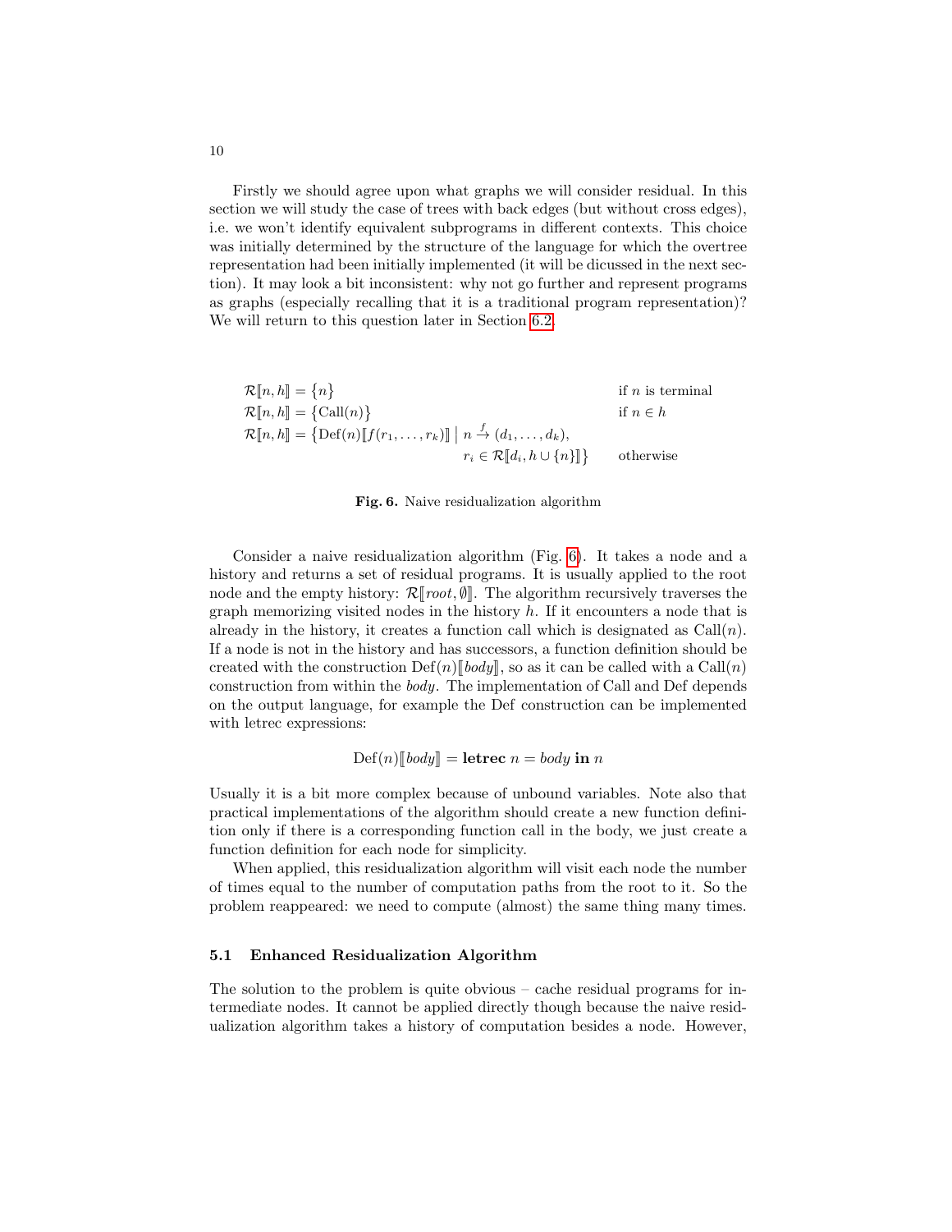Firstly we should agree upon what graphs we will consider residual. In this section we will study the case of trees with back edges (but without cross edges), i.e. we won't identify equivalent subprograms in different contexts. This choice was initially determined by the structure of the language for which the overtree representation had been initially implemented (it will be dicussed in the next section). It may look a bit inconsistent: why not go further and represent programs as graphs (especially recalling that it is a traditional program representation)? We will return to this question later in Section 6.2.

$$
\begin{aligned}
&\mathcal{R}[\![n, h]\!] = \{n\} && \text{if } n \text{ is terminal}\\
&\mathcal{R}[\![n, h]\!] = \{\mathrm{Call}(n)\} && \text{if } n \in h\\
&\mathcal{R}[\![n, h]\!] = \big\{\mathrm{Def}(n)[\![f(r_1, \ldots, r_k)]\!] \;\big|\; n \xrightarrow{f} (d_1, \ldots, d_k),\\
&\qquad\qquad\qquad\qquad r_i \in \mathcal{R}[\![d_i, h \cup \{n\}]\!]\big\} && \text{otherwise}
\end{aligned}
$$

**Fig. 6.** Naive residualization algorithm

Consider a naive residualization algorithm (Fig. 6). It takes a node and a history and returns a set of residual programs. It is usually applied to the root node and the empty history: $\mathcal{R}[\![root, \emptyset]\!]$. The algorithm recursively traverses the graph memorizing visited nodes in the history $h$. If it encounters a node that is already in the history, it creates a function call which is designated as $\mathrm{Call}(n)$. If a node is not in the history and has successors, a function definition should be created with the construction $\mathrm{Def}(n)[\![body]\!]$, so as it can be called with a $\mathrm{Call}(n)$ construction from within the *body*. The implementation of Call and Def depends on the output language, for example the Def construction can be implemented with letrec expressions:

$$\mathrm{Def}(n)[\![body]\!] = \textbf{letrec } n = body \textbf{ in } n$$

Usually it is a bit more complex because of unbound variables. Note also that practical implementations of the algorithm should create a new function definition only if there is a corresponding function call in the body, we just create a function definition for each node for simplicity.

When applied, this residualization algorithm will visit each node the number of times equal to the number of computation paths from the root to it. So the problem reappeared: we need to compute (almost) the same thing many times.

### 5.1 Enhanced Residualization Algorithm

The solution to the problem is quite obvious – cache residual programs for intermediate nodes. It cannot be applied directly though because the naive residualization algorithm takes a history of computation besides a node. However,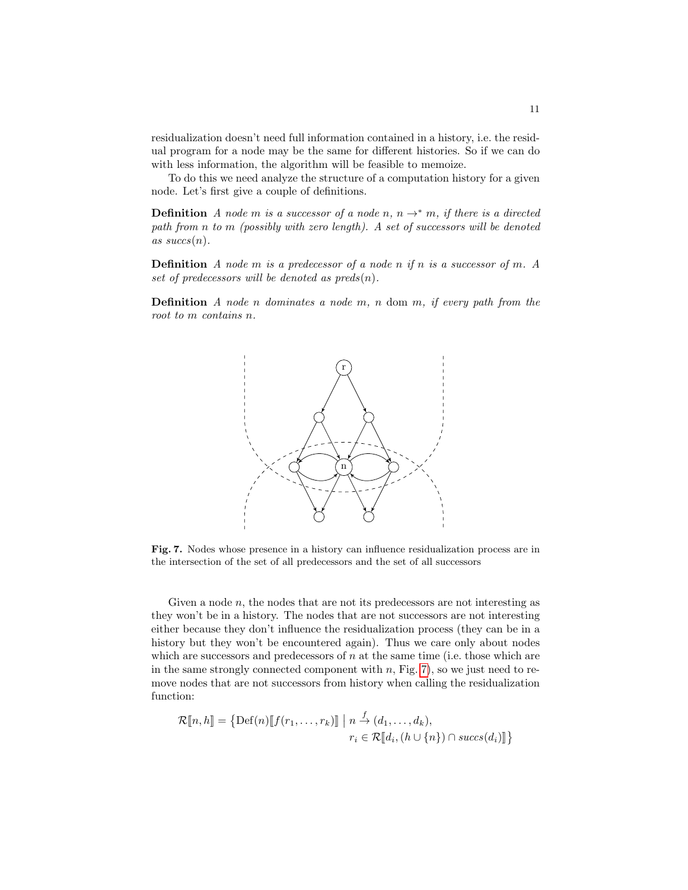residualization doesn't need full information contained in a history, i.e. the residual program for a node may be the same for different histories. So if we can do with less information, the algorithm will be feasible to memoize.

To do this we need analyze the structure of a computation history for a given node. Let's first give a couple of definitions.

**Definition** *A node $m$ is a successor of a node $n$, $n \to^* m$, if there is a directed path from $n$ to $m$ (possibly with zero length). A set of successors will be denoted as $succs(n)$.*

**Definition** *A node $m$ is a predecessor of a node $n$ if $n$ is a successor of $m$. A set of predecessors will be denoted as $preds(n)$.*

**Definition** *A node $n$ dominates a node $m$, $n$ dom $m$, if every path from the root to $m$ contains $n$.*

**Fig. 7.** Nodes whose presence in a history can influence residualization process are in the intersection of the set of all predecessors and the set of all successors

Given a node $n$, the nodes that are not its predecessors are not interesting as they won't be in a history. The nodes that are not successors are not interesting either because they don't influence the residualization process (they can be in a history but they won't be encountered again). Thus we care only about nodes which are successors and predecessors of $n$ at the same time (i.e. those which are in the same strongly connected component with $n$, Fig. 7), so we just need to remove nodes that are not successors from history when calling the residualization function:

$$\mathcal{R}[\![n, h]\!] = \left\{ \mathrm{Def}(n)[\![f(r_1, \ldots, r_k)]\!] \;\middle|\; n \xrightarrow{f} (d_1, \ldots, d_k), \right.$$
$$\left. r_i \in \mathcal{R}[\![d_i, (h \cup \{n\}) \cap succs(d_i)]\!] \right\}$$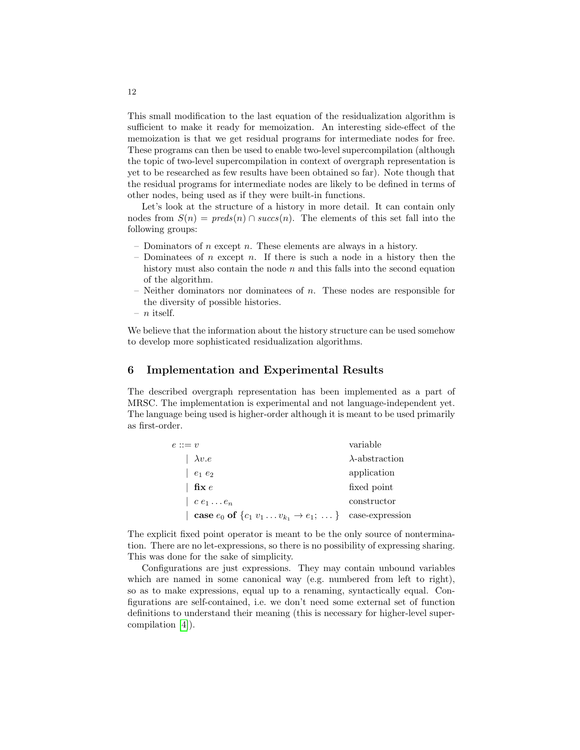This small modification to the last equation of the residualization algorithm is sufficient to make it ready for memoization. An interesting side-effect of the memoization is that we get residual programs for intermediate nodes for free. These programs can then be used to enable two-level supercompilation (although the topic of two-level supercompilation in context of overgraph representation is yet to be researched as few results have been obtained so far). Note though that the residual programs for intermediate nodes are likely to be defined in terms of other nodes, being used as if they were built-in functions.

Let's look at the structure of a history in more detail. It can contain only nodes from $S(n) = \mathit{preds}(n) \cap \mathit{succs}(n)$. The elements of this set fall into the following groups:

- Dominators of $n$ except $n$. These elements are always in a history.
- Dominatees of $n$ except $n$. If there is such a node in a history then the history must also contain the node $n$ and this falls into the second equation of the algorithm.
- Neither dominators nor dominatees of $n$. These nodes are responsible for the diversity of possible histories.
- $n$ itself.

We believe that the information about the history structure can be used somehow to develop more sophisticated residualization algorithms.

## 6 Implementation and Experimental Results

The described overgraph representation has been implemented as a part of MRSC. The implementation is experimental and not language-independent yet. The language being used is higher-order although it is meant to be used primarily as first-order.

$$
\begin{array}{lll}
e ::= & v & \text{variable} \\
 & \mid \lambda v.e & \lambda\text{-abstraction} \\
 & \mid e_1\ e_2 & \text{application} \\
 & \mid \mathbf{fix}\ e & \text{fixed point} \\
 & \mid c\ e_1 \ldots e_n & \text{constructor} \\
 & \mid \mathbf{case}\ e_0\ \mathbf{of}\ \{c_1\ v_1 \ldots v_{k_1} \to e_1;\ \ldots\} & \text{case-expression}
\end{array}
$$

The explicit fixed point operator is meant to be the only source of nontermination. There are no let-expressions, so there is no possibility of expressing sharing. This was done for the sake of simplicity.

Configurations are just expressions. They may contain unbound variables which are named in some canonical way (e.g. numbered from left to right), so as to make expressions, equal up to a renaming, syntactically equal. Configurations are self-contained, i.e. we don't need some external set of function definitions to understand their meaning (this is necessary for higher-level supercompilation [4]).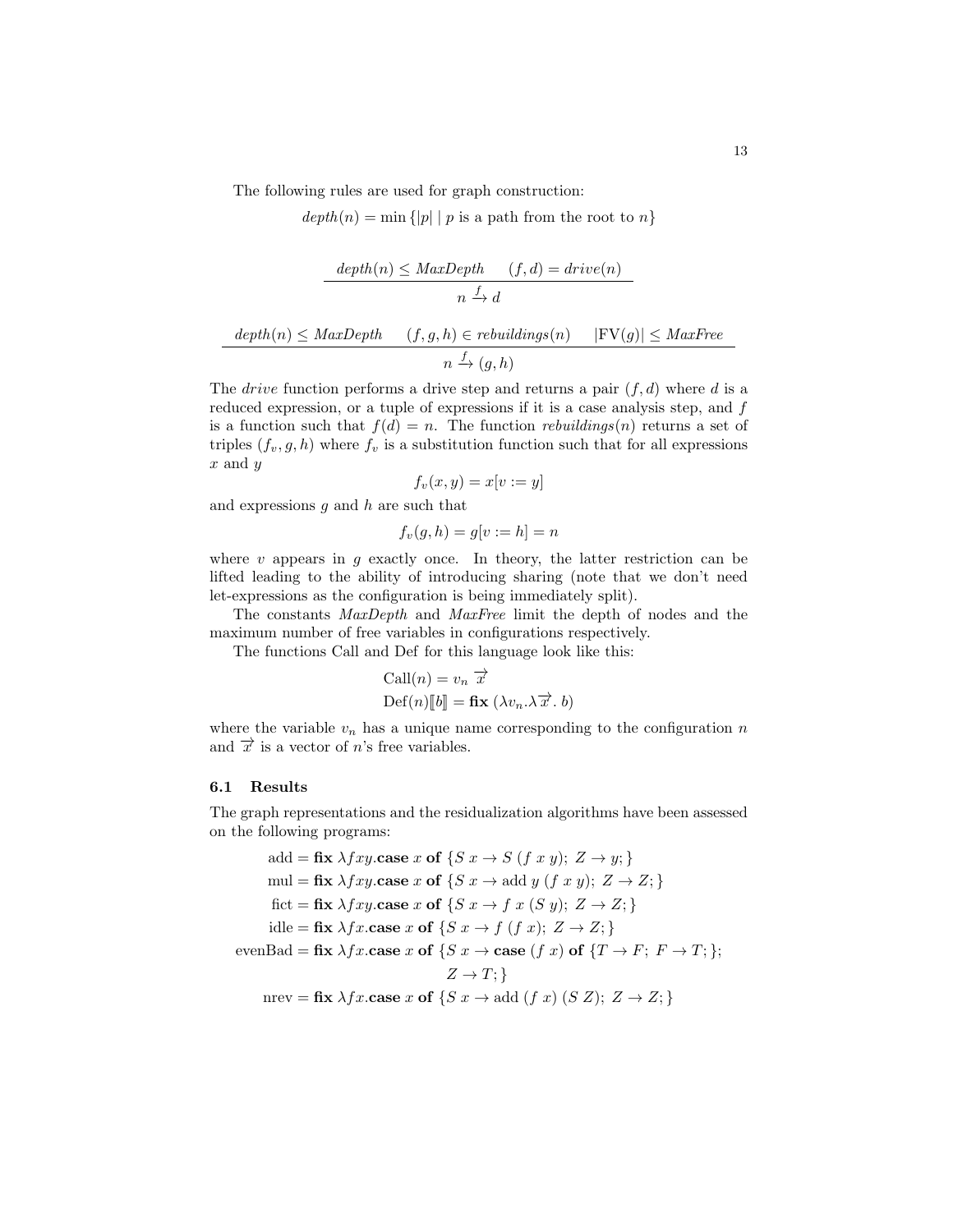The following rules are used for graph construction:

$$depth(n) = \min\{|p| \mid p \text{ is a path from the root to } n\}$$

$$\frac{depth(n) \leq MaxDepth \qquad (f, d) = drive(n)}{n \xrightarrow{f} d}$$

$$\frac{depth(n) \leq MaxDepth \qquad (f, g, h) \in rebuildings(n) \qquad |\mathrm{FV}(g)| \leq MaxFree}{n \xrightarrow{f} (g, h)}$$

The *drive* function performs a drive step and returns a pair $(f, d)$ where $d$ is a reduced expression, or a tuple of expressions if it is a case analysis step, and $f$ is a function such that $f(d) = n$. The function *rebuildings*$(n)$ returns a set of triples $(f_v, g, h)$ where $f_v$ is a substitution function such that for all expressions $x$ and $y$

$$f_v(x, y) = x[v := y]$$

and expressions $g$ and $h$ are such that

$$f_v(g, h) = g[v := h] = n$$

where $v$ appears in $g$ exactly once. In theory, the latter restriction can be lifted leading to the ability of introducing sharing (note that we don't need let-expressions as the configuration is being immediately split).

The constants *MaxDepth* and *MaxFree* limit the depth of nodes and the maximum number of free variables in configurations respectively.

The functions Call and Def for this language look like this:

$$\mathrm{Call}(n) = v_n \ \overrightarrow{x}$$
$$\mathrm{Def}(n)[\![b]\!] = \mathbf{fix}\ (\lambda v_n.\lambda \overrightarrow{x}.\ b)$$

where the variable $v_n$ has a unique name corresponding to the configuration $n$ and $\overrightarrow{x}$ is a vector of $n$'s free variables.

### 6.1 Results

The graph representations and the residualization algorithms have been assessed on the following programs:

$$\begin{aligned}
\text{add} &= \mathbf{fix}\ \lambda fxy.\mathbf{case}\ x\ \mathbf{of}\ \{S\ x \to S\ (f\ x\ y);\ Z \to y;\} \\
\text{mul} &= \mathbf{fix}\ \lambda fxy.\mathbf{case}\ x\ \mathbf{of}\ \{S\ x \to \text{add}\ y\ (f\ x\ y);\ Z \to Z;\} \\
\text{fict} &= \mathbf{fix}\ \lambda fxy.\mathbf{case}\ x\ \mathbf{of}\ \{S\ x \to f\ x\ (S\ y);\ Z \to Z;\} \\
\text{idle} &= \mathbf{fix}\ \lambda fx.\mathbf{case}\ x\ \mathbf{of}\ \{S\ x \to f\ (f\ x);\ Z \to Z;\} \\
\text{evenBad} &= \mathbf{fix}\ \lambda fx.\mathbf{case}\ x\ \mathbf{of}\ \{S\ x \to \mathbf{case}\ (f\ x)\ \mathbf{of}\ \{T \to F;\ F \to T;\}; \\
&\qquad\qquad\qquad\qquad\qquad Z \to T;\} \\
\text{nrev} &= \mathbf{fix}\ \lambda fx.\mathbf{case}\ x\ \mathbf{of}\ \{S\ x \to \text{add}\ (f\ x)\ (S\ Z);\ Z \to Z;\}
\end{aligned}$$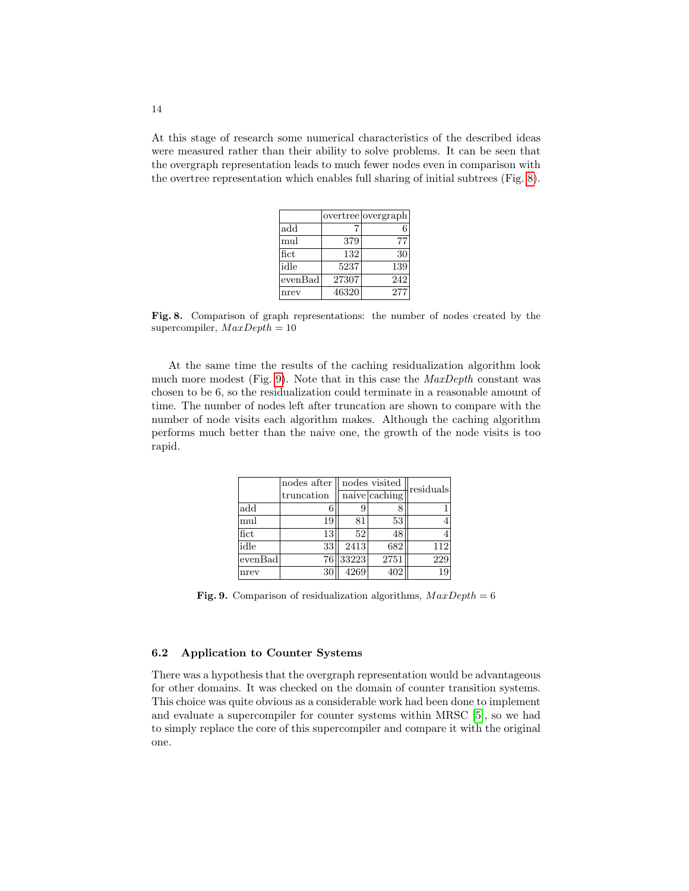At this stage of research some numerical characteristics of the described ideas were measured rather than their ability to solve problems. It can be seen that the overgraph representation leads to much fewer nodes even in comparison with the overtree representation which enables full sharing of initial subtrees (Fig. 8).

| | overtree | overgraph |
|---|---|---|
| add | 7 | 6 |
| mul | 379 | 77 |
| fict | 132 | 30 |
| idle | 5237 | 139 |
| evenBad | 27307 | 242 |
| nrev | 46320 | 277 |

**Fig. 8.** Comparison of graph representations: the number of nodes created by the supercompiler, $MaxDepth = 10$

At the same time the results of the caching residualization algorithm look much more modest (Fig. 9). Note that in this case the *MaxDepth* constant was chosen to be 6, so the residualization could terminate in a reasonable amount of time. The number of nodes left after truncation are shown to compare with the number of node visits each algorithm makes. Although the caching algorithm performs much better than the naive one, the growth of the node visits is too rapid.

| | nodes after truncation | nodes visited | | residuals |
|---|---|---|---|---|
| | | naive | caching | |
| add | 6 | 9 | 8 | 1 |
| mul | 19 | 81 | 53 | 4 |
| fict | 13 | 52 | 48 | 4 |
| idle | 33 | 2413 | 682 | 112 |
| evenBad | 76 | 33223 | 2751 | 229 |
| nrev | 30 | 4269 | 402 | 19 |

**Fig. 9.** Comparison of residualization algorithms, $MaxDepth = 6$

### 6.2 Application to Counter Systems

There was a hypothesis that the overgraph representation would be advantageous for other domains. It was checked on the domain of counter transition systems. This choice was quite obvious as a considerable work had been done to implement and evaluate a supercompiler for counter systems within MRSC [5], so we had to simply replace the core of this supercompiler and compare it with the original one.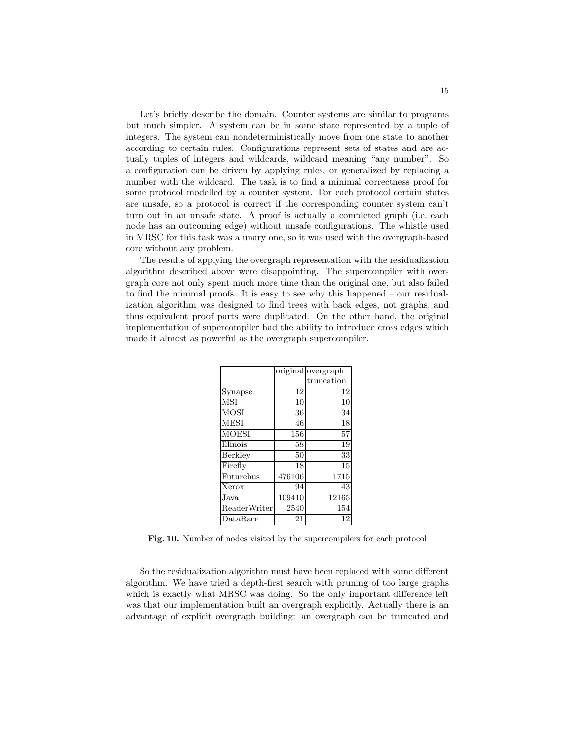Let's briefly describe the domain. Counter systems are similar to programs but much simpler. A system can be in some state represented by a tuple of integers. The system can nondeterministically move from one state to another according to certain rules. Configurations represent sets of states and are actually tuples of integers and wildcards, wildcard meaning "any number". So a configuration can be driven by applying rules, or generalized by replacing a number with the wildcard. The task is to find a minimal correctness proof for some protocol modelled by a counter system. For each protocol certain states are unsafe, so a protocol is correct if the corresponding counter system can't turn out in an unsafe state. A proof is actually a completed graph (i.e. each node has an outcoming edge) without unsafe configurations. The whistle used in MRSC for this task was a unary one, so it was used with the overgraph-based core without any problem.

The results of applying the overgraph representation with the residualization algorithm described above were disappointing. The supercompiler with overgraph core not only spent much more time than the original one, but also failed to find the minimal proofs. It is easy to see why this happened – our residualization algorithm was designed to find trees with back edges, not graphs, and thus equivalent proof parts were duplicated. On the other hand, the original implementation of supercompiler had the ability to introduce cross edges which made it almost as powerful as the overgraph supercompiler.

| | original | overgraph truncation |
|---|---|---|
| Synapse | 12 | 12 |
| MSI | 10 | 10 |
| MOSI | 36 | 34 |
| MESI | 46 | 18 |
| MOESI | 156 | 57 |
| Illinois | 58 | 19 |
| Berkley | 50 | 33 |
| Firefly | 18 | 15 |
| Futurebus | 476106 | 1715 |
| Xerox | 94 | 43 |
| Java | 109410 | 12165 |
| ReaderWriter | 2540 | 154 |
| DataRace | 21 | 12 |

**Fig. 10.** Number of nodes visited by the supercompilers for each protocol

So the residualization algorithm must have been replaced with some different algorithm. We have tried a depth-first search with pruning of too large graphs which is exactly what MRSC was doing. So the only important difference left was that our implementation built an overgraph explicitly. Actually there is an advantage of explicit overgraph building: an overgraph can be truncated and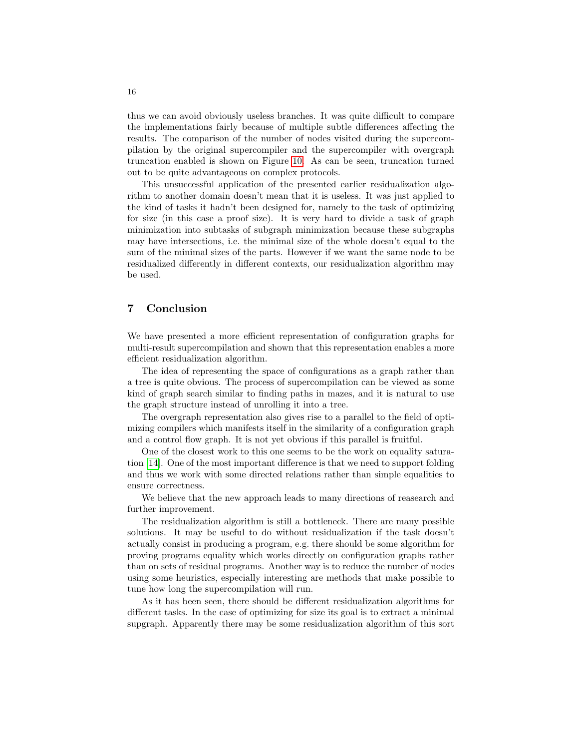thus we can avoid obviously useless branches. It was quite difficult to compare the implementations fairly because of multiple subtle differences affecting the results. The comparison of the number of nodes visited during the supercompilation by the original supercompiler and the supercompiler with overgraph truncation enabled is shown on Figure 10. As can be seen, truncation turned out to be quite advantageous on complex protocols.

This unsuccessful application of the presented earlier residualization algorithm to another domain doesn't mean that it is useless. It was just applied to the kind of tasks it hadn't been designed for, namely to the task of optimizing for size (in this case a proof size). It is very hard to divide a task of graph minimization into subtasks of subgraph minimization because these subgraphs may have intersections, i.e. the minimal size of the whole doesn't equal to the sum of the minimal sizes of the parts. However if we want the same node to be residualized differently in different contexts, our residualization algorithm may be used.

## 7 Conclusion

We have presented a more efficient representation of configuration graphs for multi-result supercompilation and shown that this representation enables a more efficient residualization algorithm.

The idea of representing the space of configurations as a graph rather than a tree is quite obvious. The process of supercompilation can be viewed as some kind of graph search similar to finding paths in mazes, and it is natural to use the graph structure instead of unrolling it into a tree.

The overgraph representation also gives rise to a parallel to the field of optimizing compilers which manifests itself in the similarity of a configuration graph and a control flow graph. It is not yet obvious if this parallel is fruitful.

One of the closest work to this one seems to be the work on equality saturation [14]. One of the most important difference is that we need to support folding and thus we work with some directed relations rather than simple equalities to ensure correctness.

We believe that the new approach leads to many directions of reasearch and further improvement.

The residualization algorithm is still a bottleneck. There are many possible solutions. It may be useful to do without residualization if the task doesn't actually consist in producing a program, e.g. there should be some algorithm for proving programs equality which works directly on configuration graphs rather than on sets of residual programs. Another way is to reduce the number of nodes using some heuristics, especially interesting are methods that make possible to tune how long the supercompilation will run.

As it has been seen, there should be different residualization algorithms for different tasks. In the case of optimizing for size its goal is to extract a minimal supgraph. Apparently there may be some residualization algorithm of this sort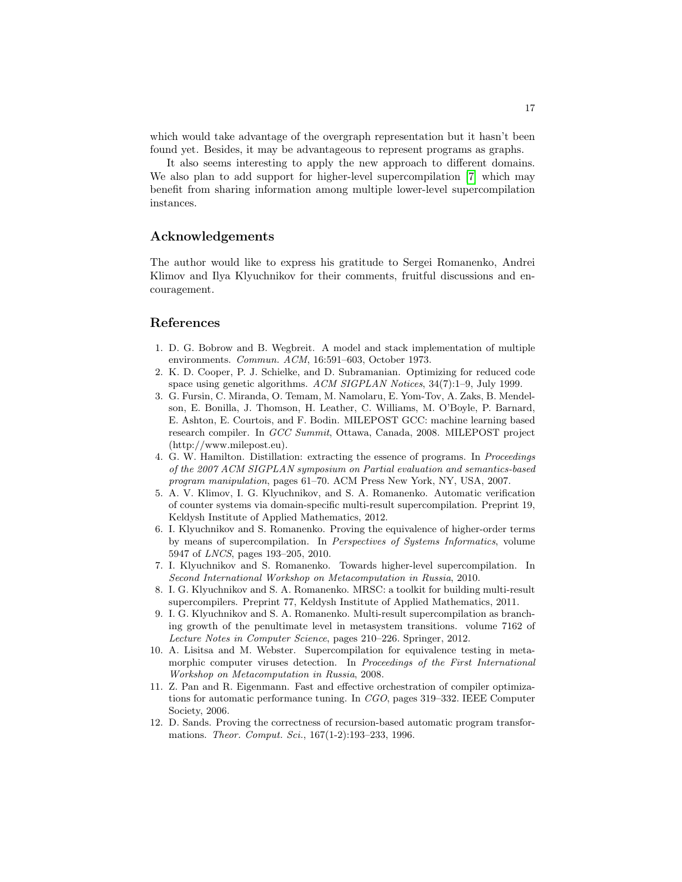which would take advantage of the overgraph representation but it hasn't been found yet. Besides, it may be advantageous to represent programs as graphs.

It also seems interesting to apply the new approach to different domains. We also plan to add support for higher-level supercompilation [7] which may benefit from sharing information among multiple lower-level supercompilation instances.

## Acknowledgements

The author would like to express his gratitude to Sergei Romanenko, Andrei Klimov and Ilya Klyuchnikov for their comments, fruitful discussions and encouragement.

## References

1. D. G. Bobrow and B. Wegbreit. A model and stack implementation of multiple environments. *Commun. ACM*, 16:591–603, October 1973.
2. K. D. Cooper, P. J. Schielke, and D. Subramanian. Optimizing for reduced code space using genetic algorithms. *ACM SIGPLAN Notices*, 34(7):1–9, July 1999.
3. G. Fursin, C. Miranda, O. Temam, M. Namolaru, E. Yom-Tov, A. Zaks, B. Mendelson, E. Bonilla, J. Thomson, H. Leather, C. Williams, M. O'Boyle, P. Barnard, E. Ashton, E. Courtois, and F. Bodin. MILEPOST GCC: machine learning based research compiler. In *GCC Summit*, Ottawa, Canada, 2008. MILEPOST project (http://www.milepost.eu).
4. G. W. Hamilton. Distillation: extracting the essence of programs. In *Proceedings of the 2007 ACM SIGPLAN symposium on Partial evaluation and semantics-based program manipulation*, pages 61–70. ACM Press New York, NY, USA, 2007.
5. A. V. Klimov, I. G. Klyuchnikov, and S. A. Romanenko. Automatic verification of counter systems via domain-specific multi-result supercompilation. Preprint 19, Keldysh Institute of Applied Mathematics, 2012.
6. I. Klyuchnikov and S. Romanenko. Proving the equivalence of higher-order terms by means of supercompilation. In *Perspectives of Systems Informatics*, volume 5947 of *LNCS*, pages 193–205, 2010.
7. I. Klyuchnikov and S. Romanenko. Towards higher-level supercompilation. In *Second International Workshop on Metacomputation in Russia*, 2010.
8. I. G. Klyuchnikov and S. A. Romanenko. MRSC: a toolkit for building multi-result supercompilers. Preprint 77, Keldysh Institute of Applied Mathematics, 2011.
9. I. G. Klyuchnikov and S. A. Romanenko. Multi-result supercompilation as branching growth of the penultimate level in metasystem transitions. volume 7162 of *Lecture Notes in Computer Science*, pages 210–226. Springer, 2012.
10. A. Lisitsa and M. Webster. Supercompilation for equivalence testing in metamorphic computer viruses detection. In *Proceedings of the First International Workshop on Metacomputation in Russia*, 2008.
11. Z. Pan and R. Eigenmann. Fast and effective orchestration of compiler optimizations for automatic performance tuning. In *CGO*, pages 319–332. IEEE Computer Society, 2006.
12. D. Sands. Proving the correctness of recursion-based automatic program transformations. *Theor. Comput. Sci.*, 167(1-2):193–233, 1996.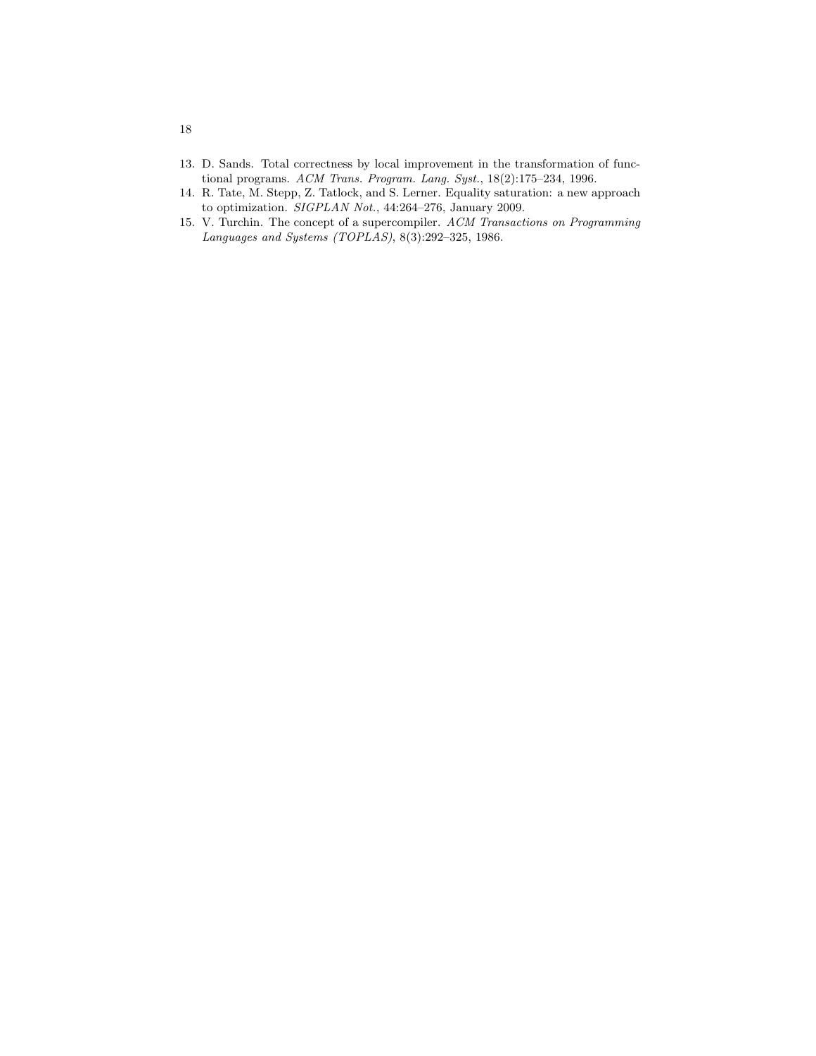13. D. Sands. Total correctness by local improvement in the transformation of functional programs. *ACM Trans. Program. Lang. Syst.*, 18(2):175–234, 1996.
14. R. Tate, M. Stepp, Z. Tatlock, and S. Lerner. Equality saturation: a new approach to optimization. *SIGPLAN Not.*, 44:264–276, January 2009.
15. V. Turchin. The concept of a supercompiler. *ACM Transactions on Programming Languages and Systems (TOPLAS)*, 8(3):292–325, 1986.